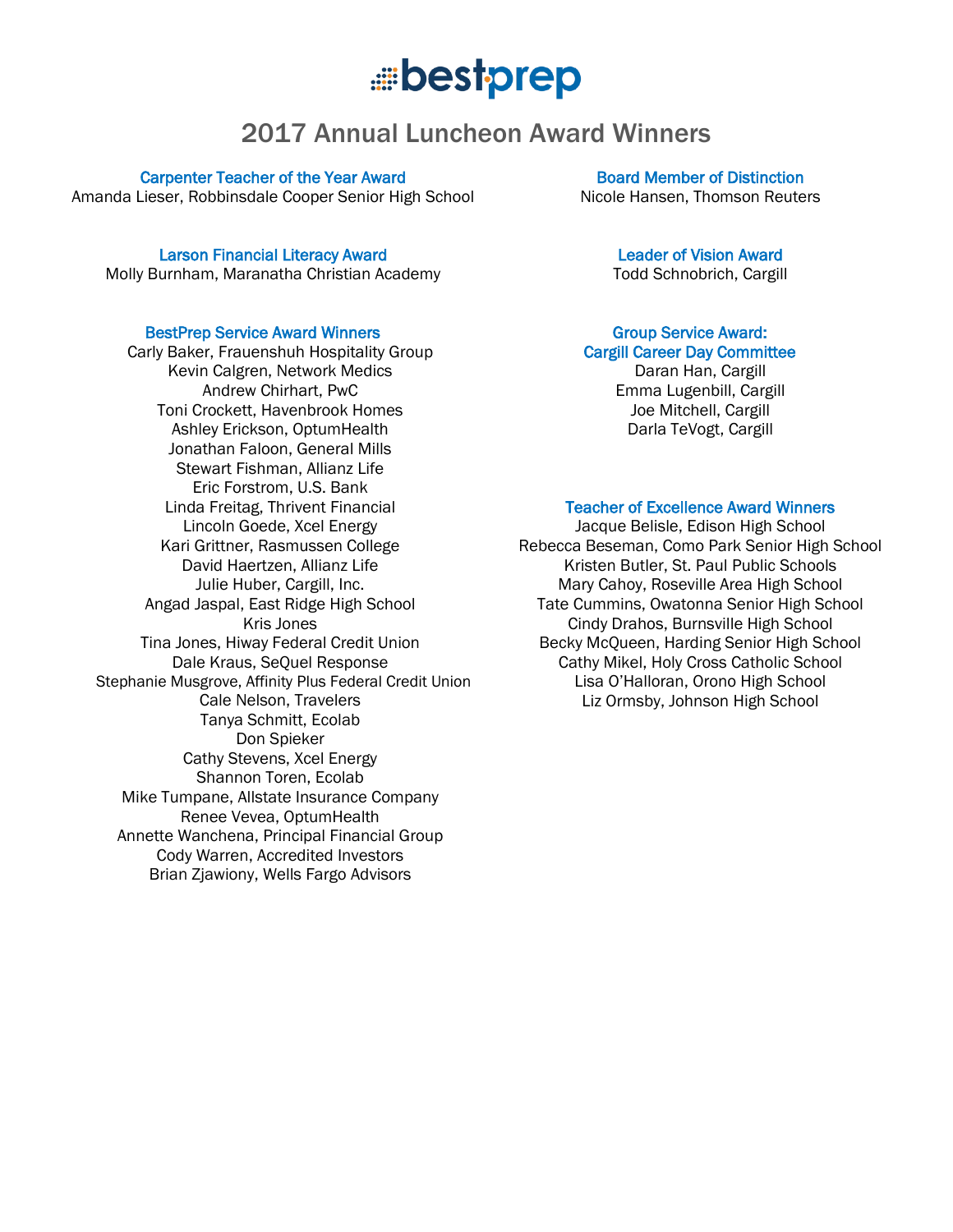bestprep

# 2017 Annual Luncheon Award Winners

### Carpenter Teacher of the Year Award
Amanda Lieser, Robbinsdale Cooper Senior High School

### Larson Financial Literacy Award
Molly Burnham, Maranatha Christian Academy

### BestPrep Service Award Winners
Carly Baker, Frauenshuh Hospitality Group
Kevin Calgren, Network Medics
Andrew Chirhart, PwC
Toni Crockett, Havenbrook Homes
Ashley Erickson, OptumHealth
Jonathan Faloon, General Mills
Stewart Fishman, Allianz Life
Eric Forstrom, U.S. Bank
Linda Freitag, Thrivent Financial
Lincoln Goede, Xcel Energy
Kari Grittner, Rasmussen College
David Haertzen, Allianz Life
Julie Huber, Cargill, Inc.
Angad Jaspal, East Ridge High School
Kris Jones
Tina Jones, Hiway Federal Credit Union
Dale Kraus, SeQuel Response
Stephanie Musgrove, Affinity Plus Federal Credit Union
Cale Nelson, Travelers
Tanya Schmitt, Ecolab
Don Spieker
Cathy Stevens, Xcel Energy
Shannon Toren, Ecolab
Mike Tumpane, Allstate Insurance Company
Renee Vevea, OptumHealth
Annette Wanchena, Principal Financial Group
Cody Warren, Accredited Investors
Brian Zjawiony, Wells Fargo Advisors

### Board Member of Distinction
Nicole Hansen, Thomson Reuters

### Leader of Vision Award
Todd Schnobrich, Cargill

### Group Service Award: Cargill Career Day Committee
Daran Han, Cargill
Emma Lugenbill, Cargill
Joe Mitchell, Cargill
Darla TeVogt, Cargill

### Teacher of Excellence Award Winners
Jacque Belisle, Edison High School
Rebecca Beseman, Como Park Senior High School
Kristen Butler, St. Paul Public Schools
Mary Cahoy, Roseville Area High School
Tate Cummins, Owatonna Senior High School
Cindy Drahos, Burnsville High School
Becky McQueen, Harding Senior High School
Cathy Mikel, Holy Cross Catholic School
Lisa O'Halloran, Orono High School
Liz Ormsby, Johnson High School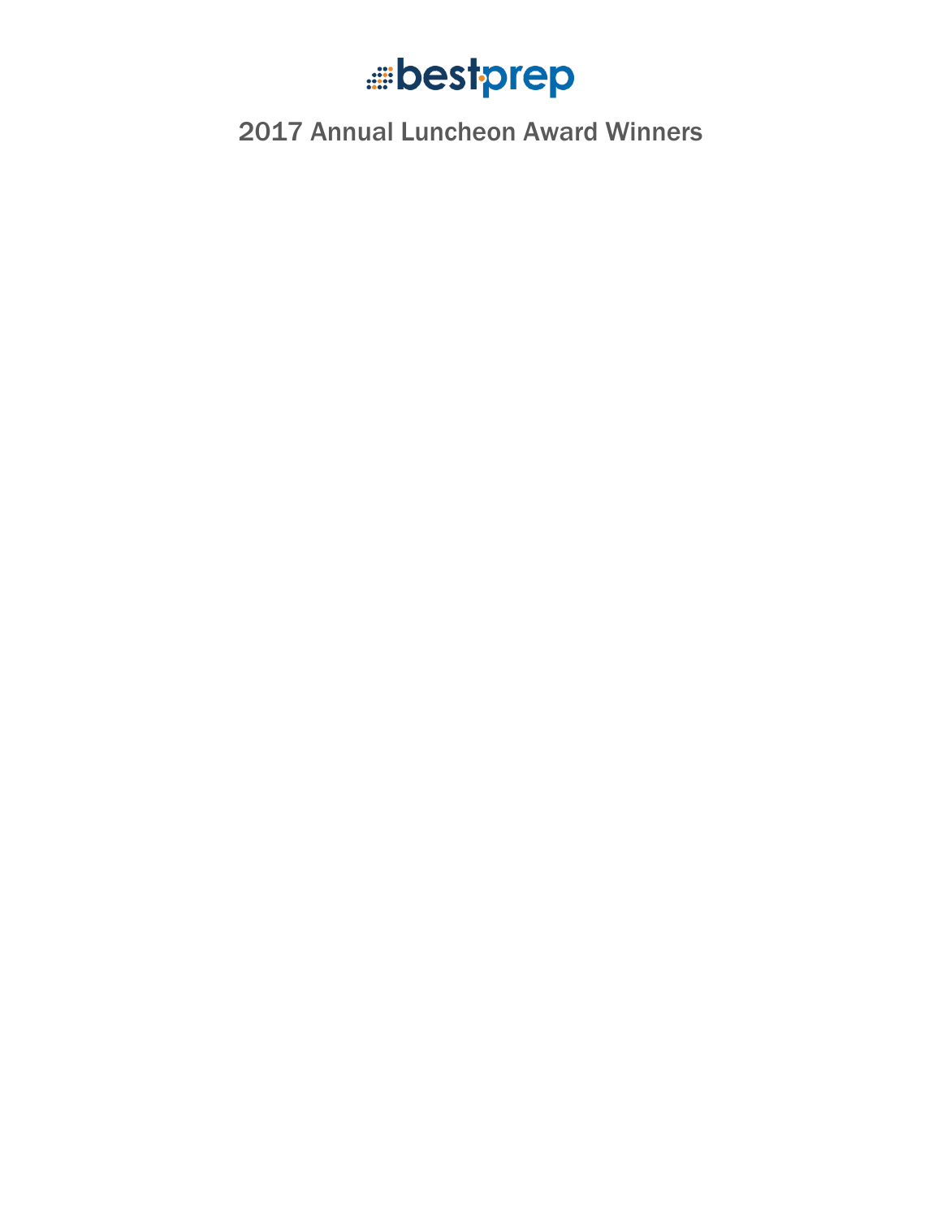bestprep

# 2017 Annual Luncheon Award Winners